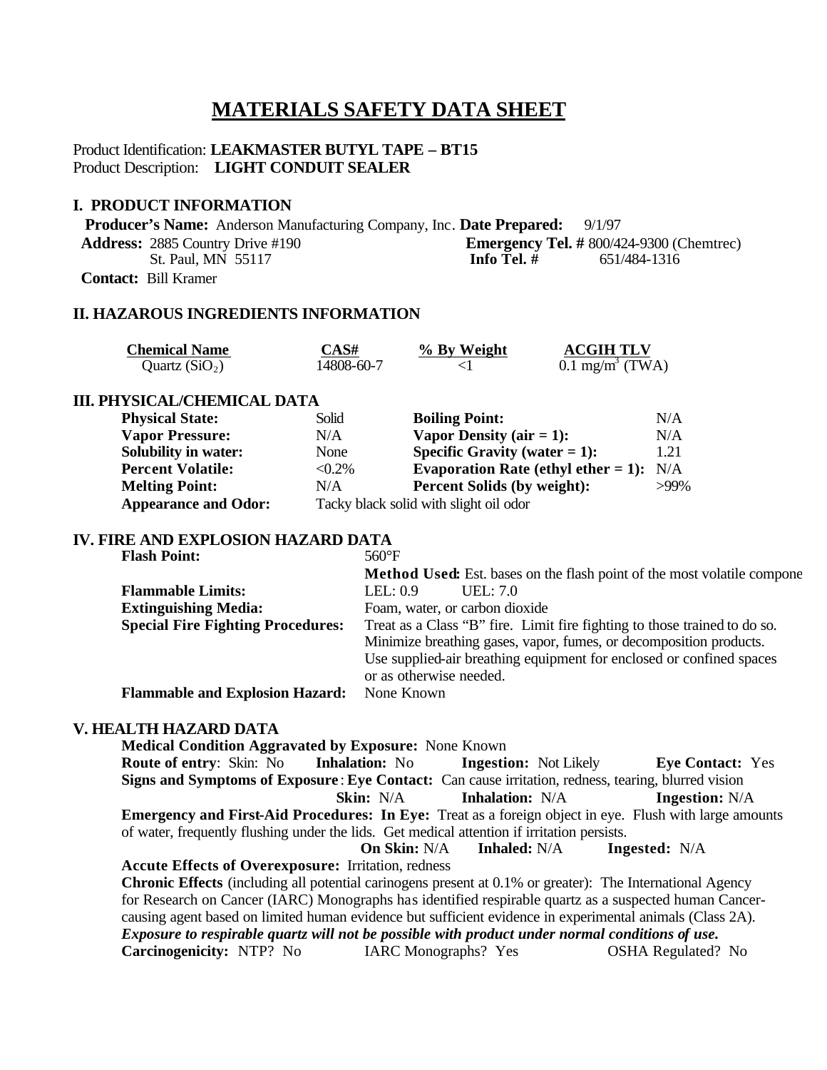# MATERIALS SAFETY DATA SHEET

Product Identification: **LEAKMASTER BUTYL TAPE – BT15**
Product Description: **LIGHT CONDUIT SEALER**

## I. PRODUCT INFORMATION

**Producer's Name:** Anderson Manufacturing Company, Inc. **Date Prepared:** 9/1/97
**Address:** 2885 Country Drive #190
St. Paul, MN 55117
**Emergency Tel. #** 800/424-9300 (Chemtrec)
**Info Tel. #** 651/484-1316
**Contact:** Bill Kramer

## II. HAZAROUS INGREDIENTS INFORMATION

| Chemical Name | CAS# | % By Weight | ACGIH TLV |
|---|---|---|---|
| Quartz ($SiO_2$) | 14808-60-7 | <1 | 0.1 $mg/m^3$ (TWA) |

## III. PHYSICAL/CHEMICAL DATA

| | | | |
|---|---|---|---|
| **Physical State:** | Solid | **Boiling Point:** | N/A |
| **Vapor Pressure:** | N/A | **Vapor Density (air = 1):** | N/A |
| **Solubility in water:** | None | **Specific Gravity (water = 1):** | 1.21 |
| **Percent Volatile:** | <0.2% | **Evaporation Rate (ethyl ether = 1):** | N/A |
| **Melting Point:** | N/A | **Percent Solids (by weight):** | >99% |
| **Appearance and Odor:** | Tacky black solid with slight oil odor | | |

## IV. FIRE AND EXPLOSION HAZARD DATA

**Flash Point:** 560°F
**Method Used:** Est. bases on the flash point of the most volatile compone

**Flammable Limits:** LEL: 0.9 UEL: 7.0

**Extinguishing Media:** Foam, water, or carbon dioxide

**Special Fire Fighting Procedures:** Treat as a Class "B" fire. Limit fire fighting to those trained to do so. Minimize breathing gases, vapor, fumes, or decomposition products. Use supplied-air breathing equipment for enclosed or confined spaces or as otherwise needed.

**Flammable and Explosion Hazard:** None Known

## V. HEALTH HAZARD DATA

**Medical Condition Aggravated by Exposure:** None Known

**Route of entry**: Skin: No **Inhalation:** No **Ingestion:** Not Likely **Eye Contact:** Yes

**Signs and Symptoms of Exposure**: **Eye Contact:** Can cause irritation, redness, tearing, blurred vision
**Skin:** N/A **Inhalation:** N/A **Ingestion:** N/A

**Emergency and First-Aid Procedures: In Eye:** Treat as a foreign object in eye. Flush with large amounts of water, frequently flushing under the lids. Get medical attention if irritation persists.
**On Skin:** N/A **Inhaled:** N/A **Ingested:** N/A

**Accute Effects of Overexposure:** Irritation, redness

**Chronic Effects** (including all potential carinogens present at 0.1% or greater): The International Agency for Research on Cancer (IARC) Monographs has identified respirable quartz as a suspected human Cancer-causing agent based on limited human evidence but sufficient evidence in experimental animals (Class 2A).
***Exposure to respirable quartz will not be possible with product under normal conditions of use.***

**Carcinogenicity:** NTP? No IARC Monographs? Yes OSHA Regulated? No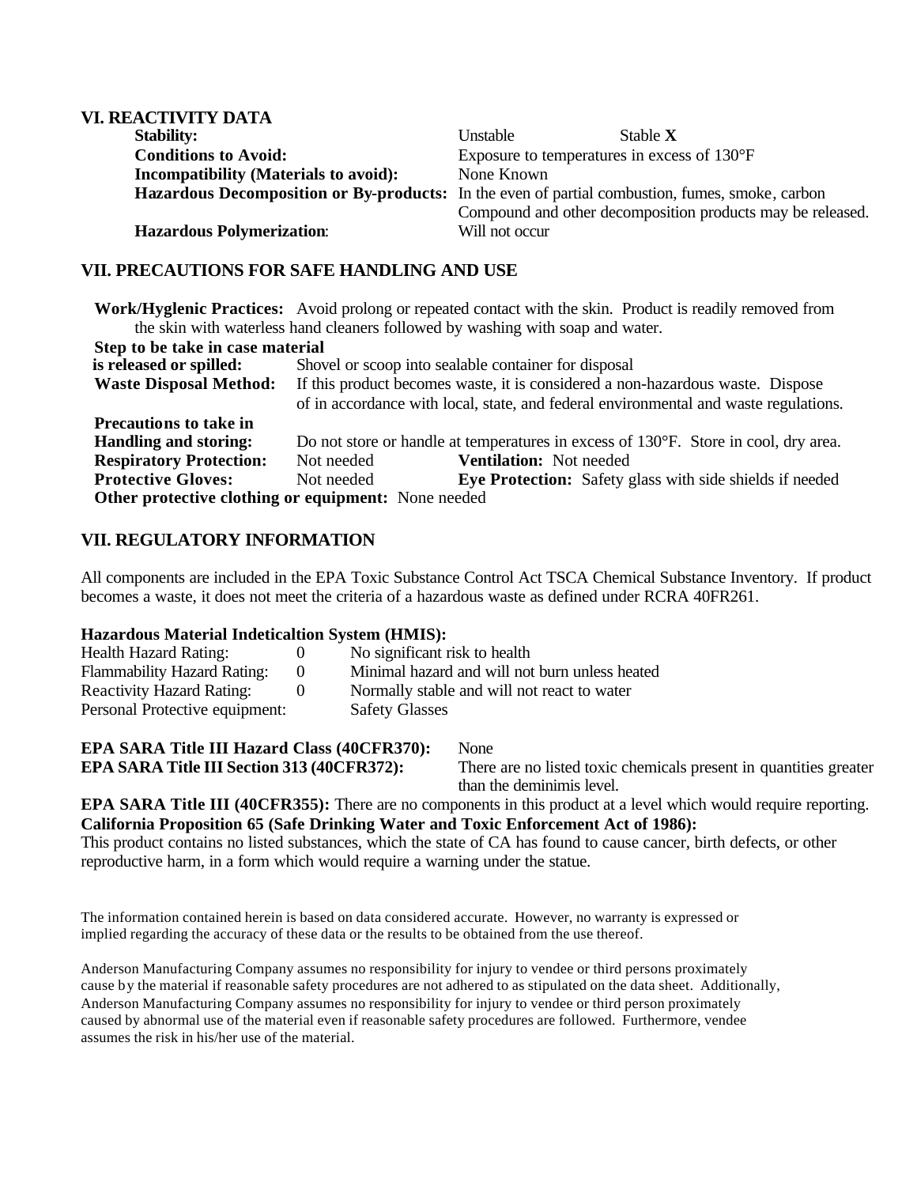## VI. REACTIVITY DATA

| | |
|---|---|
| **Stability:** | Unstable Stable **X** |
| **Conditions to Avoid:** | Exposure to temperatures in excess of 130°F |
| **Incompatibility (Materials to avoid):** | None Known |
| **Hazardous Decomposition or By-products:** | In the even of partial combustion, fumes, smoke, carbon Compound and other decomposition products may be released. |
| **Hazardous Polymerization:** | Will not occur |

## VII. PRECAUTIONS FOR SAFE HANDLING AND USE

**Work/Hyglenic Practices:** Avoid prolong or repeated contact with the skin. Product is readily removed from the skin with waterless hand cleaners followed by washing with soap and water.

**Step to be take in case material is released or spilled:** Shovel or scoop into sealable container for disposal

**Waste Disposal Method:** If this product becomes waste, it is considered a non-hazardous waste. Dispose of in accordance with local, state, and federal environmental and waste regulations.

**Precautions to take in Handling and storing:** Do not store or handle at temperatures in excess of 130°F. Store in cool, dry area.

**Respiratory Protection:** Not needed **Ventilation:** Not needed

**Protective Gloves:** Not needed **Eye Protection:** Safety glass with side shields if needed

**Other protective clothing or equipment:** None needed

## VII. REGULATORY INFORMATION

All components are included in the EPA Toxic Substance Control Act TSCA Chemical Substance Inventory. If product becomes a waste, it does not meet the criteria of a hazardous waste as defined under RCRA 40FR261.

**Hazardous Material Indeticaltion System (HMIS):**

| | | |
|---|---|---|
| Health Hazard Rating: | 0 | No significant risk to health |
| Flammability Hazard Rating: | 0 | Minimal hazard and will not burn unless heated |
| Reactivity Hazard Rating: | 0 | Normally stable and will not react to water |
| Personal Protective equipment: | | Safety Glasses |

**EPA SARA Title III Hazard Class (40CFR370):** None

**EPA SARA Title III Section 313 (40CFR372):** There are no listed toxic chemicals present in quantities greater than the deminimis level.

**EPA SARA Title III (40CFR355):** There are no components in this product at a level which would require reporting.

**California Proposition 65 (Safe Drinking Water and Toxic Enforcement Act of 1986):**
This product contains no listed substances, which the state of CA has found to cause cancer, birth defects, or other reproductive harm, in a form which would require a warning under the statue.

The information contained herein is based on data considered accurate. However, no warranty is expressed or implied regarding the accuracy of these data or the results to be obtained from the use thereof.

Anderson Manufacturing Company assumes no responsibility for injury to vendee or third persons proximately cause by the material if reasonable safety procedures are not adhered to as stipulated on the data sheet. Additionally, Anderson Manufacturing Company assumes no responsibility for injury to vendee or third person proximately caused by abnormal use of the material even if reasonable safety procedures are followed. Furthermore, vendee assumes the risk in his/her use of the material.